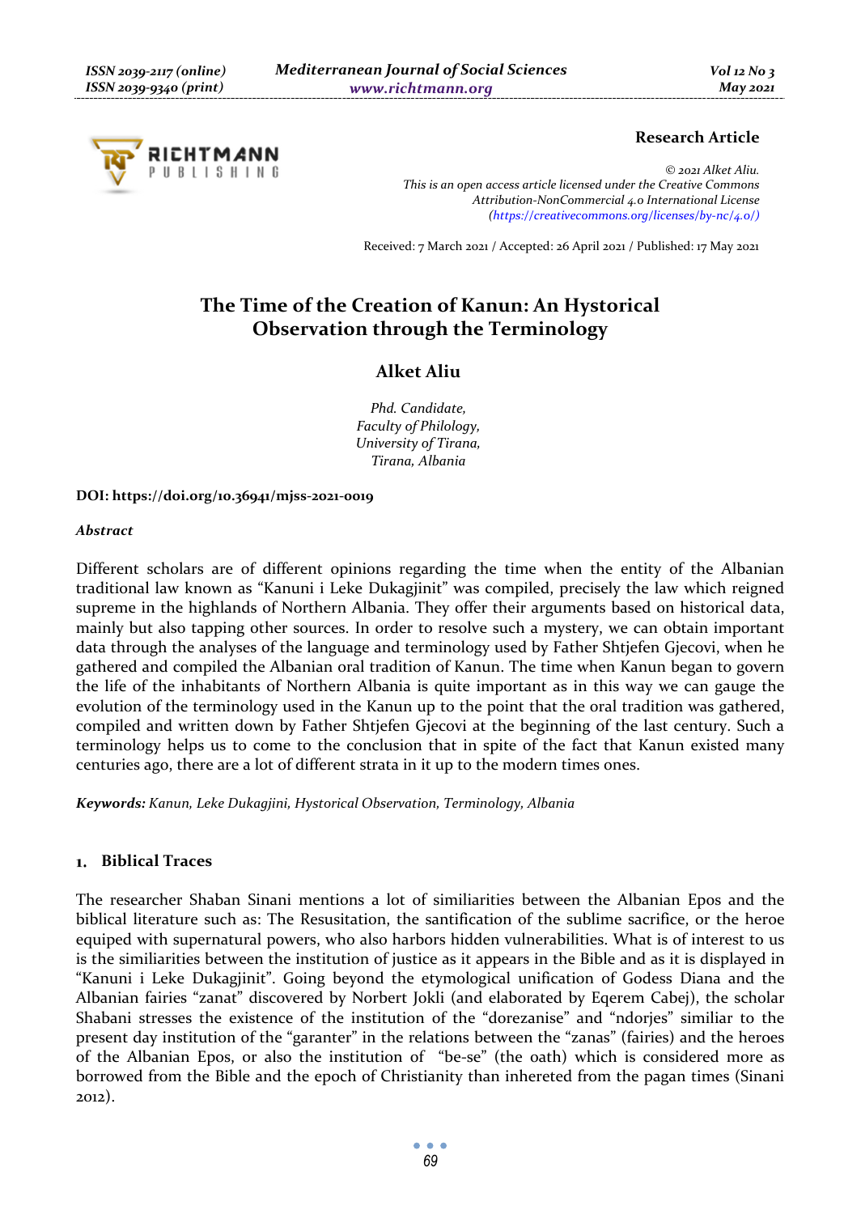Research Article

*© 2021 Alket Aliu.*
*This is an open access article licensed under the Creative Commons Attribution-NonCommercial 4.0 International License (https://creativecommons.org/licenses/by-nc/4.0/)*

Received: 7 March 2021 / Accepted: 26 April 2021 / Published: 17 May 2021

# The Time of the Creation of Kanun: An Hystorical Observation through the Terminology

## Alket Aliu

*Phd. Candidate,*
*Faculty of Philology,*
*University of Tirana,*
*Tirana, Albania*

**DOI: https://doi.org/10.36941/mjss-2021-0019**

***Abstract***

Different scholars are of different opinions regarding the time when the entity of the Albanian traditional law known as "Kanuni i Leke Dukagjinit" was compiled, precisely the law which reigned supreme in the highlands of Northern Albania. They offer their arguments based on historical data, mainly but also tapping other sources. In order to resolve such a mystery, we can obtain important data through the analyses of the language and terminology used by Father Shtjefen Gjecovi, when he gathered and compiled the Albanian oral tradition of Kanun. The time when Kanun began to govern the life of the inhabitants of Northern Albania is quite important as in this way we can gauge the evolution of the terminology used in the Kanun up to the point that the oral tradition was gathered, compiled and written down by Father Shtjefen Gjecovi at the beginning of the last century. Such a terminology helps us to come to the conclusion that in spite of the fact that Kanun existed many centuries ago, there are a lot of different strata in it up to the modern times ones.

***Keywords:*** *Kanun, Leke Dukagjini, Hystorical Observation, Terminology, Albania*

## 1. Biblical Traces

The researcher Shaban Sinani mentions a lot of similiarities between the Albanian Epos and the biblical literature such as: The Resusitation, the santification of the sublime sacrifice, or the heroe equiped with supernatural powers, who also harbors hidden vulnerabilities. What is of interest to us is the similiarities between the institution of justice as it appears in the Bible and as it is displayed in "Kanuni i Leke Dukagjinit". Going beyond the etymological unification of Godess Diana and the Albanian fairies "zanat" discovered by Norbert Jokli (and elaborated by Eqerem Cabej), the scholar Shabani stresses the existence of the institution of the "dorezanise" and "ndorjes" similiar to the present day institution of the "garanter" in the relations between the "zanas" (fairies) and the heroes of the Albanian Epos, or also the institution of "be-se" (the oath) which is considered more as borrowed from the Bible and the epoch of Christianity than inhereted from the pagan times (Sinani 2012).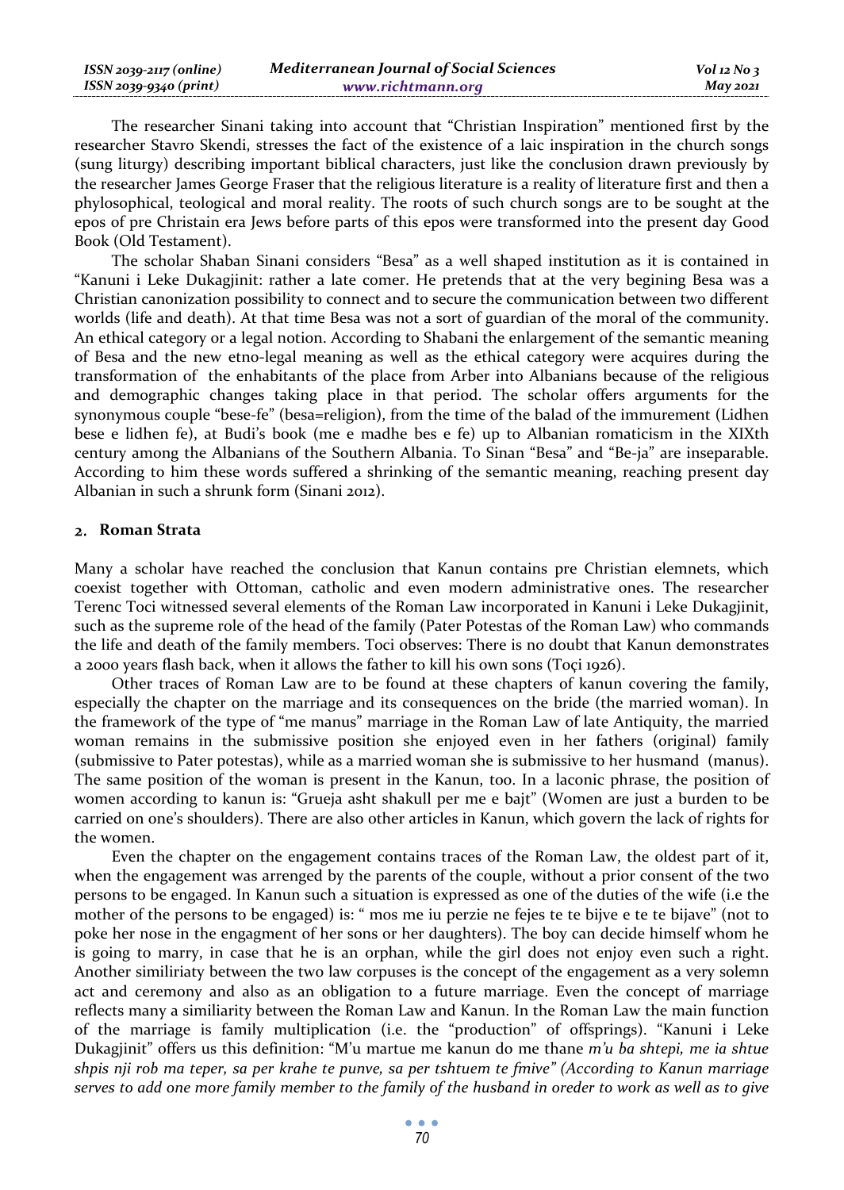The researcher Sinani taking into account that "Christian Inspiration" mentioned first by the researcher Stavro Skendi, stresses the fact of the existence of a laic inspiration in the church songs (sung liturgy) describing important biblical characters, just like the conclusion drawn previously by the researcher James George Fraser that the religious literature is a reality of literature first and then a phylosophical, teological and moral reality. The roots of such church songs are to be sought at the epos of pre Christain era Jews before parts of this epos were transformed into the present day Good Book (Old Testament).

The scholar Shaban Sinani considers "Besa" as a well shaped institution as it is contained in "Kanuni i Leke Dukagjinit: rather a late comer. He pretends that at the very begining Besa was a Christian canonization possibility to connect and to secure the communication between two different worlds (life and death). At that time Besa was not a sort of guardian of the moral of the community. An ethical category or a legal notion. According to Shabani the enlargement of the semantic meaning of Besa and the new etno-legal meaning as well as the ethical category were acquires during the transformation of the enhabitants of the place from Arber into Albanians because of the religious and demographic changes taking place in that period. The scholar offers arguments for the synonymous couple "bese-fe" (besa=religion), from the time of the balad of the immurement (Lidhen bese e lidhen fe), at Budi's book (me e madhe bes e fe) up to Albanian romaticism in the XIXth century among the Albanians of the Southern Albania. To Sinan "Besa" and "Be-ja" are inseparable. According to him these words suffered a shrinking of the semantic meaning, reaching present day Albanian in such a shrunk form (Sinani 2012).

## 2. Roman Strata

Many a scholar have reached the conclusion that Kanun contains pre Christian elemnets, which coexist together with Ottoman, catholic and even modern administrative ones. The researcher Terenc Toci witnessed several elements of the Roman Law incorporated in Kanuni i Leke Dukagjinit, such as the supreme role of the head of the family (Pater Potestas of the Roman Law) who commands the life and death of the family members. Toci observes: There is no doubt that Kanun demonstrates a 2000 years flash back, when it allows the father to kill his own sons (Toçi 1926).

Other traces of Roman Law are to be found at these chapters of kanun covering the family, especially the chapter on the marriage and its consequences on the bride (the married woman). In the framework of the type of "me manus" marriage in the Roman Law of late Antiquity, the married woman remains in the submissive position she enjoyed even in her fathers (original) family (submissive to Pater potestas), while as a married woman she is submissive to her husmand (manus). The same position of the woman is present in the Kanun, too. In a laconic phrase, the position of women according to kanun is: "Grueja asht shakull per me e bajt" (Women are just a burden to be carried on one's shoulders). There are also other articles in Kanun, which govern the lack of rights for the women.

Even the chapter on the engagement contains traces of the Roman Law, the oldest part of it, when the engagement was arrenged by the parents of the couple, without a prior consent of the two persons to be engaged. In Kanun such a situation is expressed as one of the duties of the wife (i.e the mother of the persons to be engaged) is: " mos me iu perzie ne fejes te te bijve e te te bijave" (not to poke her nose in the engagment of her sons or her daughters). The boy can decide himself whom he is going to marry, in case that he is an orphan, while the girl does not enjoy even such a right. Another similiriaty between the two law corpuses is the concept of the engagement as a very solemn act and ceremony and also as an obligation to a future marriage. Even the concept of marriage reflects many a similiarity between the Roman Law and Kanun. In the Roman Law the main function of the marriage is family multiplication (i.e. the "production" of offsprings). "Kanuni i Leke Dukagjinit" offers us this definition: "M'u martue me kanun do me thane *m'u ba shtepi, me ia shtue shpis nji rob ma teper, sa per krahe te punve, sa per tshtuem te fmive" (According to Kanun marriage serves to add one more family member to the family of the husband in oreder to work as well as to give*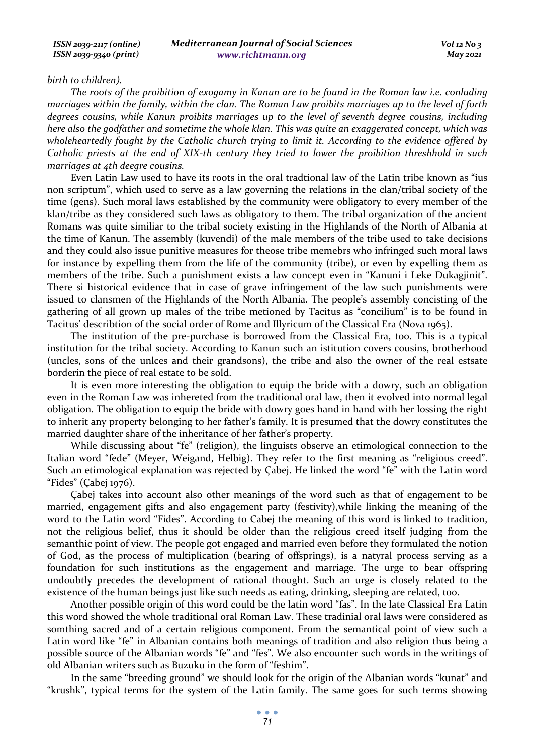*birth to children).*

*The roots of the proibition of exogamy in Kanun are to be found in the Roman law i.e. conluding marriages within the family, within the clan. The Roman Law proibits marriages up to the level of forth degrees cousins, while Kanun proibits marriages up to the level of seventh degree cousins, including here also the godfather and sometime the whole klan. This was quite an exaggerated concept, which was wholeheartedly fought by the Catholic church trying to limit it. According to the evidence offered by Catholic priests at the end of XIX-th century they tried to lower the proibition threshhold in such marriages at 4th deegre cousins.*

Even Latin Law used to have its roots in the oral tradtional law of the Latin tribe known as "ius non scriptum", which used to serve as a law governing the relations in the clan/tribal society of the time (gens). Such moral laws established by the community were obligatory to every member of the klan/tribe as they considered such laws as obligatory to them. The tribal organization of the ancient Romans was quite similiar to the tribal society existing in the Highlands of the North of Albania at the time of Kanun. The assembly (kuvendi) of the male members of the tribe used to take decisions and they could also issue punitive measures for theose tribe memebrs who infringed such moral laws for instance by expelling them from the life of the community (tribe), or even by expelling them as members of the tribe. Such a punishment exists a law concept even in "Kanuni i Leke Dukagjinit". There si historical evidence that in case of grave infringement of the law such punishments were issued to clansmen of the Highlands of the North Albania. The people's assembly concisting of the gathering of all grown up males of the tribe metioned by Tacitus as "concilium" is to be found in Tacitus' describtion of the social order of Rome and Illyricum of the Classical Era (Nova 1965).

The institution of the pre-purchase is borrowed from the Classical Era, too. This is a typical institution for the tribal society. According to Kanun such an istitution covers cousins, brotherhood (uncles, sons of the unlces and their grandsons), the tribe and also the owner of the real estsate borderin the piece of real estate to be sold.

It is even more interesting the obligation to equip the bride with a dowry, such an obligation even in the Roman Law was inhereted from the traditional oral law, then it evolved into normal legal obligation. The obligation to equip the bride with dowry goes hand in hand with her lossing the right to inherit any property belonging to her father's family. It is presumed that the dowry constitutes the married daughter share of the inheritance of her father's property.

While discussing about "fe" (religion), the linguists observe an etimological connection to the Italian word "fede" (Meyer, Weigand, Helbig). They refer to the first meaning as "religious creed". Such an etimological explanation was rejected by Çabej. He linked the word "fe" with the Latin word "Fides" (Çabej 1976).

Çabej takes into account also other meanings of the word such as that of engagement to be married, engagement gifts and also engagement party (festivity),while linking the meaning of the word to the Latin word "Fides". According to Cabej the meaning of this word is linked to tradition, not the religious belief, thus it should be older than the religious creed itself judging from the semanthic point of view. The people got engaged and married even before they formulated the notion of God, as the process of multiplication (bearing of offsprings), is a natyral process serving as a foundation for such institutions as the engagement and marriage. The urge to bear offspring undoubtly precedes the development of rational thought. Such an urge is closely related to the existence of the human beings just like such needs as eating, drinking, sleeping are related, too.

Another possible origin of this word could be the latin word "fas". In the late Classical Era Latin this word showed the whole traditional oral Roman Law. These tradinial oral laws were considered as somthing sacred and of a certain religious component. From the semantical point of view such a Latin word like "fe" in Albanian contains both meanings of tradition and also religion thus being a possible source of the Albanian words "fe" and "fes". We also encounter such words in the writings of old Albanian writers such as Buzuku in the form of "feshim".

In the same "breeding ground" we should look for the origin of the Albanian words "kunat" and "krushk", typical terms for the system of the Latin family. The same goes for such terms showing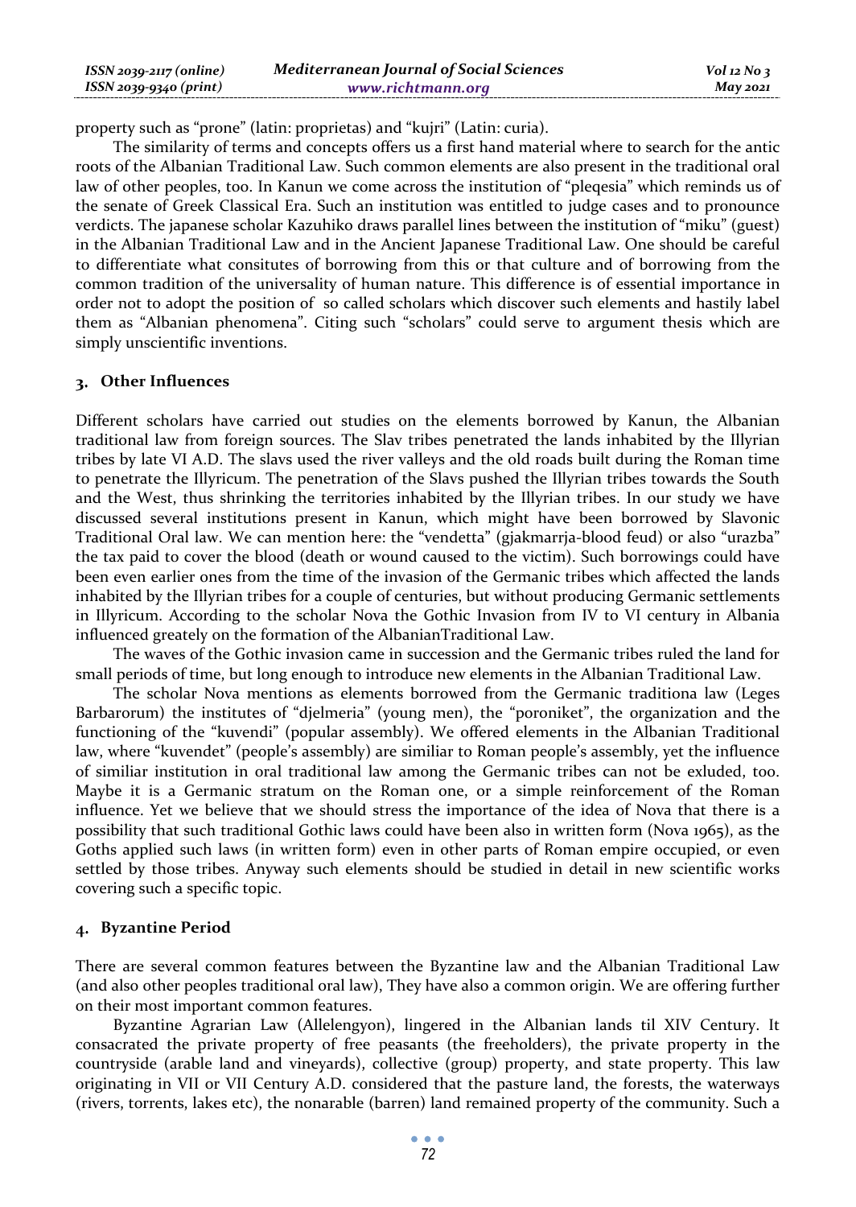property such as "prone" (latin: proprietas) and "kujri" (Latin: curia).

The similarity of terms and concepts offers us a first hand material where to search for the antic roots of the Albanian Traditional Law. Such common elements are also present in the traditional oral law of other peoples, too. In Kanun we come across the institution of "pleqesia" which reminds us of the senate of Greek Classical Era. Such an institution was entitled to judge cases and to pronounce verdicts. The japanese scholar Kazuhiko draws parallel lines between the institution of "miku" (guest) in the Albanian Traditional Law and in the Ancient Japanese Traditional Law. One should be careful to differentiate what consitutes of borrowing from this or that culture and of borrowing from the common tradition of the universality of human nature. This difference is of essential importance in order not to adopt the position of so called scholars which discover such elements and hastily label them as "Albanian phenomena". Citing such "scholars" could serve to argument thesis which are simply unscientific inventions.

## 3. Other Influences

Different scholars have carried out studies on the elements borrowed by Kanun, the Albanian traditional law from foreign sources. The Slav tribes penetrated the lands inhabited by the Illyrian tribes by late VI A.D. The slavs used the river valleys and the old roads built during the Roman time to penetrate the Illyricum. The penetration of the Slavs pushed the Illyrian tribes towards the South and the West, thus shrinking the territories inhabited by the Illyrian tribes. In our study we have discussed several institutions present in Kanun, which might have been borrowed by Slavonic Traditional Oral law. We can mention here: the "vendetta" (gjakmarrja-blood feud) or also "urazba" the tax paid to cover the blood (death or wound caused to the victim). Such borrowings could have been even earlier ones from the time of the invasion of the Germanic tribes which affected the lands inhabited by the Illyrian tribes for a couple of centuries, but without producing Germanic settlements in Illyricum. According to the scholar Nova the Gothic Invasion from IV to VI century in Albania influenced greatly on the formation of the AlbanianTraditional Law.

The waves of the Gothic invasion came in succession and the Germanic tribes ruled the land for small periods of time, but long enough to introduce new elements in the Albanian Traditional Law.

The scholar Nova mentions as elements borrowed from the Germanic traditiona law (Leges Barbarorum) the institutes of "djelmeria" (young men), the "poroniket", the organization and the functioning of the "kuvendi" (popular assembly). We offered elements in the Albanian Traditional law, where "kuvendet" (people's assembly) are similiar to Roman people's assembly, yet the influence of similiar institution in oral traditional law among the Germanic tribes can not be exluded, too. Maybe it is a Germanic stratum on the Roman one, or a simple reinforcement of the Roman influence. Yet we believe that we should stress the importance of the idea of Nova that there is a possibility that such traditional Gothic laws could have been also in written form (Nova 1965), as the Goths applied such laws (in written form) even in other parts of Roman empire occupied, or even settled by those tribes. Anyway such elements should be studied in detail in new scientific works covering such a specific topic.

## 4. Byzantine Period

There are several common features between the Byzantine law and the Albanian Traditional Law (and also other peoples traditional oral law), They have also a common origin. We are offering further on their most important common features.

Byzantine Agrarian Law (Allelengyon), lingered in the Albanian lands til XIV Century. It consacrated the private property of free peasants (the freeholders), the private property in the countryside (arable land and vineyards), collective (group) property, and state property. This law originating in VII or VII Century A.D. considered that the pasture land, the forests, the waterways (rivers, torrents, lakes etc), the nonarable (barren) land remained property of the community. Such a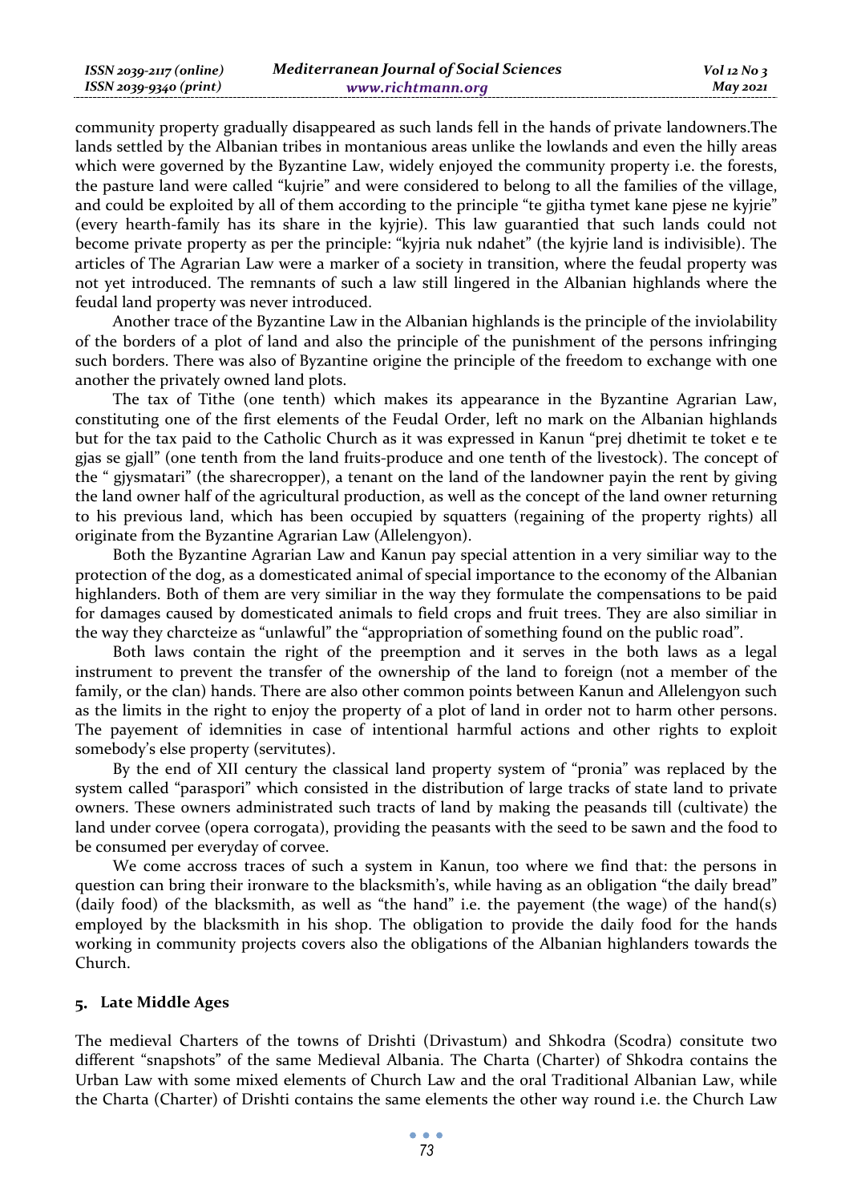community property gradually disappeared as such lands fell in the hands of private landowners.The lands settled by the Albanian tribes in montanious areas unlike the lowlands and even the hilly areas which were governed by the Byzantine Law, widely enjoyed the community property i.e. the forests, the pasture land were called "kujrie" and were considered to belong to all the families of the village, and could be exploited by all of them according to the principle "te gjitha tymet kane pjese ne kyjrie" (every hearth-family has its share in the kyjrie). This law guarantied that such lands could not become private property as per the principle: "kyjria nuk ndahet" (the kyjrie land is indivisible). The articles of The Agrarian Law were a marker of a society in transition, where the feudal property was not yet introduced. The remnants of such a law still lingered in the Albanian highlands where the feudal land property was never introduced.

Another trace of the Byzantine Law in the Albanian highlands is the principle of the inviolability of the borders of a plot of land and also the principle of the punishment of the persons infringing such borders. There was also of Byzantine origine the principle of the freedom to exchange with one another the privately owned land plots.

The tax of Tithe (one tenth) which makes its appearance in the Byzantine Agrarian Law, constituting one of the first elements of the Feudal Order, left no mark on the Albanian highlands but for the tax paid to the Catholic Church as it was expressed in Kanun "prej dhetimit te toket e te gjas se gjall" (one tenth from the land fruits-produce and one tenth of the livestock). The concept of the " gjysmatari" (the sharecropper), a tenant on the land of the landowner payin the rent by giving the land owner half of the agricultural production, as well as the concept of the land owner returning to his previous land, which has been occupied by squatters (regaining of the property rights) all originate from the Byzantine Agrarian Law (Allelengyon).

Both the Byzantine Agrarian Law and Kanun pay special attention in a very similiar way to the protection of the dog, as a domesticated animal of special importance to the economy of the Albanian highlanders. Both of them are very similiar in the way they formulate the compensations to be paid for damages caused by domesticated animals to field crops and fruit trees. They are also similiar in the way they charcteize as "unlawful" the "appropriation of something found on the public road".

Both laws contain the right of the preemption and it serves in the both laws as a legal instrument to prevent the transfer of the ownership of the land to foreign (not a member of the family, or the clan) hands. There are also other common points between Kanun and Allelengyon such as the limits in the right to enjoy the property of a plot of land in order not to harm other persons. The payement of idemnities in case of intentional harmful actions and other rights to exploit somebody's else property (servitutes).

By the end of XII century the classical land property system of "pronia" was replaced by the system called "paraspori" which consisted in the distribution of large tracks of state land to private owners. These owners administrated such tracts of land by making the peasands till (cultivate) the land under corvee (opera corrogata), providing the peasants with the seed to be sawn and the food to be consumed per everyday of corvee.

We come accross traces of such a system in Kanun, too where we find that: the persons in question can bring their ironware to the blacksmith's, while having as an obligation "the daily bread" (daily food) of the blacksmith, as well as "the hand" i.e. the payement (the wage) of the hand(s) employed by the blacksmith in his shop. The obligation to provide the daily food for the hands working in community projects covers also the obligations of the Albanian highlanders towards the Church.

## 5. Late Middle Ages

The medieval Charters of the towns of Drishti (Drivastum) and Shkodra (Scodra) consitute two different "snapshots" of the same Medieval Albania. The Charta (Charter) of Shkodra contains the Urban Law with some mixed elements of Church Law and the oral Traditional Albanian Law, while the Charta (Charter) of Drishti contains the same elements the other way round i.e. the Church Law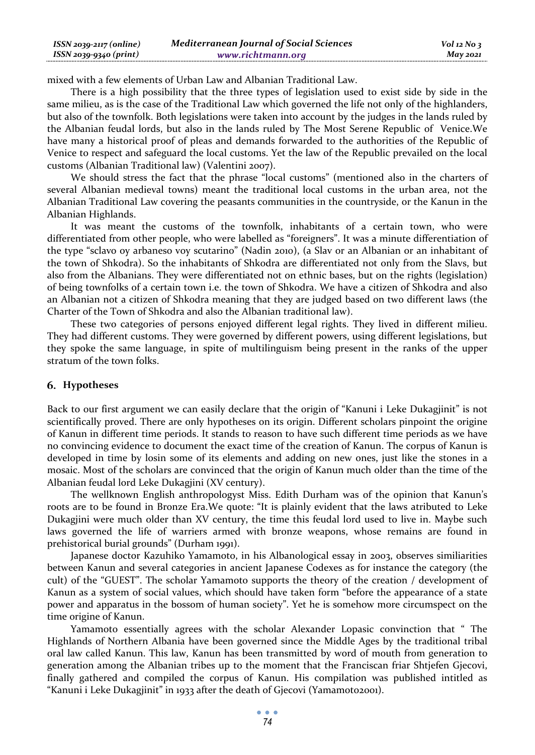mixed with a few elements of Urban Law and Albanian Traditional Law.

There is a high possibility that the three types of legislation used to exist side by side in the same milieu, as is the case of the Traditional Law which governed the life not only of the highlanders, but also of the townfolk. Both legislations were taken into account by the judges in the lands ruled by the Albanian feudal lords, but also in the lands ruled by The Most Serene Republic of Venice.We have many a historical proof of pleas and demands forwarded to the authorities of the Republic of Venice to respect and safeguard the local customs. Yet the law of the Republic prevailed on the local customs (Albanian Traditional law) (Valentini 2007).

We should stress the fact that the phrase "local customs" (mentioned also in the charters of several Albanian medieval towns) meant the traditional local customs in the urban area, not the Albanian Traditional Law covering the peasants communities in the countryside, or the Kanun in the Albanian Highlands.

It was meant the customs of the townfolk, inhabitants of a certain town, who were differentiated from other people, who were labelled as "foreigners". It was a minute differentiation of the type "sclavo oy arbaneso voy scutarino" (Nadin 2010), (a Slav or an Albanian or an inhabitant of the town of Shkodra). So the inhabitants of Shkodra are differentiated not only from the Slavs, but also from the Albanians. They were differentiated not on ethnic bases, but on the rights (legislation) of being townfolks of a certain town i.e. the town of Shkodra. We have a citizen of Shkodra and also an Albanian not a citizen of Shkodra meaning that they are judged based on two different laws (the Charter of the Town of Shkodra and also the Albanian traditional law).

These two categories of persons enjoyed different legal rights. They lived in different milieu. They had different customs. They were governed by different powers, using different legislations, but they spoke the same language, in spite of multilinguism being present in the ranks of the upper stratum of the town folks.

## 6. Hypotheses

Back to our first argument we can easily declare that the origin of "Kanuni i Leke Dukagjinit" is not scientifically proved. There are only hypotheses on its origin. Different scholars pinpoint the origine of Kanun in different time periods. It stands to reason to have such different time periods as we have no convincing evidence to document the exact time of the creation of Kanun. The corpus of Kanun is developed in time by losin some of its elements and adding on new ones, just like the stones in a mosaic. Most of the scholars are convinced that the origin of Kanun much older than the time of the Albanian feudal lord Leke Dukagjini (XV century).

The wellknown English anthropologyst Miss. Edith Durham was of the opinion that Kanun's roots are to be found in Bronze Era.We quote: "It is plainly evident that the laws atributed to Leke Dukagjini were much older than XV century, the time this feudal lord used to live in. Maybe such laws governed the life of warriers armed with bronze weapons, whose remains are found in prehistorical burial grounds" (Durham 1991).

Japanese doctor Kazuhiko Yamamoto, in his Albanological essay in 2003, observes similiarities between Kanun and several categories in ancient Japanese Codexes as for instance the category (the cult) of the "GUEST". The scholar Yamamoto supports the theory of the creation / development of Kanun as a system of social values, which should have taken form "before the appearance of a state power and apparatus in the bossom of human society". Yet he is somehow more circumspect on the time origine of Kanun.

Yamamoto essentially agrees with the scholar Alexander Lopasic convinction that " The Highlands of Northern Albania have been governed since the Middle Ages by the traditional tribal oral law called Kanun. This law, Kanun has been transmitted by word of mouth from generation to generation among the Albanian tribes up to the moment that the Franciscan friar Shtjefen Gjecovi, finally gathered and compiled the corpus of Kanun. His compilation was published intitled as "Kanuni i Leke Dukagjinit" in 1933 after the death of Gjecovi (Yamamoto2001).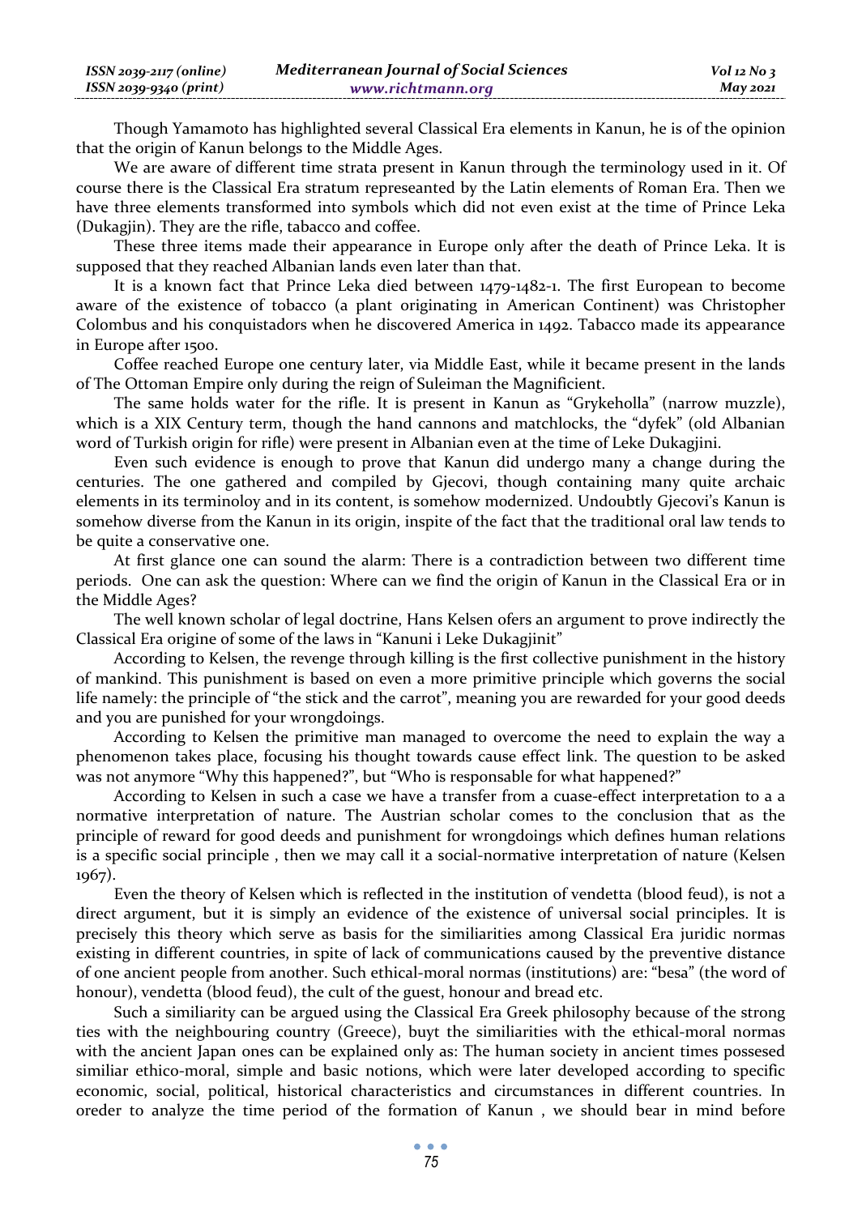Though Yamamoto has highlighted several Classical Era elements in Kanun, he is of the opinion that the origin of Kanun belongs to the Middle Ages.

We are aware of different time strata present in Kanun through the terminology used in it. Of course there is the Classical Era stratum represeanted by the Latin elements of Roman Era. Then we have three elements transformed into symbols which did not even exist at the time of Prince Leka (Dukagjin). They are the rifle, tabacco and coffee.

These three items made their appearance in Europe only after the death of Prince Leka. It is supposed that they reached Albanian lands even later than that.

It is a known fact that Prince Leka died between 1479-1482-1. The first European to become aware of the existence of tobacco (a plant originating in American Continent) was Christopher Colombus and his conquistadors when he discovered America in 1492. Tabacco made its appearance in Europe after 1500.

Coffee reached Europe one century later, via Middle East, while it became present in the lands of The Ottoman Empire only during the reign of Suleiman the Magnificient.

The same holds water for the rifle. It is present in Kanun as "Grykeholla" (narrow muzzle), which is a XIX Century term, though the hand cannons and matchlocks, the "dyfek" (old Albanian word of Turkish origin for rifle) were present in Albanian even at the time of Leke Dukagjini.

Even such evidence is enough to prove that Kanun did undergo many a change during the centuries. The one gathered and compiled by Gjecovi, though containing many quite archaic elements in its terminoloy and in its content, is somehow modernized. Undoubtly Gjecovi's Kanun is somehow diverse from the Kanun in its origin, inspite of the fact that the traditional oral law tends to be quite a conservative one.

At first glance one can sound the alarm: There is a contradiction between two different time periods. One can ask the question: Where can we find the origin of Kanun in the Classical Era or in the Middle Ages?

The well known scholar of legal doctrine, Hans Kelsen ofers an argument to prove indirectly the Classical Era origine of some of the laws in "Kanuni i Leke Dukagjinit"

According to Kelsen, the revenge through killing is the first collective punishment in the history of mankind. This punishment is based on even a more primitive principle which governs the social life namely: the principle of "the stick and the carrot", meaning you are rewarded for your good deeds and you are punished for your wrongdoings.

According to Kelsen the primitive man managed to overcome the need to explain the way a phenomenon takes place, focusing his thought towards cause effect link. The question to be asked was not anymore "Why this happened?", but "Who is responsable for what happened?"

According to Kelsen in such a case we have a transfer from a cuase-effect interpretation to a a normative interpretation of nature. The Austrian scholar comes to the conclusion that as the principle of reward for good deeds and punishment for wrongdoings which defines human relations is a specific social principle , then we may call it a social-normative interpretation of nature (Kelsen 1967).

Even the theory of Kelsen which is reflected in the institution of vendetta (blood feud), is not a direct argument, but it is simply an evidence of the existence of universal social principles. It is precisely this theory which serve as basis for the similiarities among Classical Era juridic normas existing in different countries, in spite of lack of communications caused by the preventive distance of one ancient people from another. Such ethical-moral normas (institutions) are: "besa" (the word of honour), vendetta (blood feud), the cult of the guest, honour and bread etc.

Such a similiarity can be argued using the Classical Era Greek philosophy because of the strong ties with the neighbouring country (Greece), buyt the similiarities with the ethical-moral normas with the ancient Japan ones can be explained only as: The human society in ancient times possesed similiar ethico-moral, simple and basic notions, which were later developed according to specific economic, social, political, historical characteristics and circumstances in different countries. In oreder to analyze the time period of the formation of Kanun , we should bear in mind before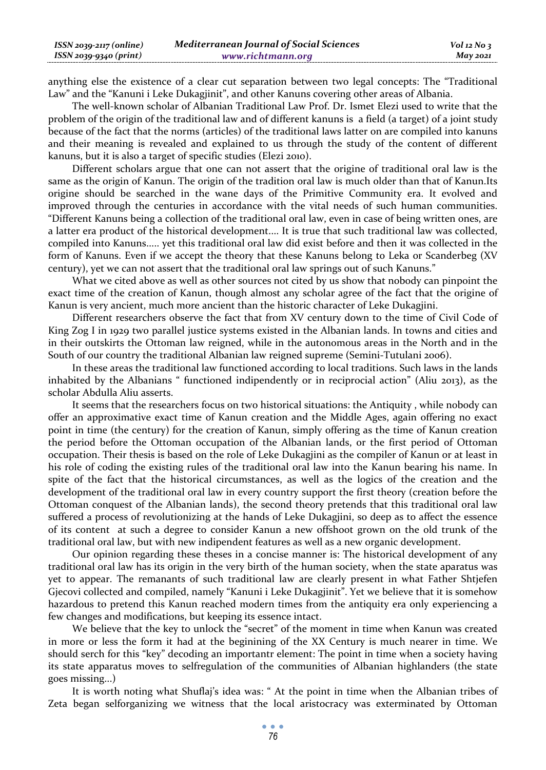anything else the existence of a clear cut separation between two legal concepts: The "Traditional Law" and the "Kanuni i Leke Dukagjinit", and other Kanuns covering other areas of Albania.

The well-known scholar of Albanian Traditional Law Prof. Dr. Ismet Elezi used to write that the problem of the origin of the traditional law and of different kanuns is a field (a target) of a joint study because of the fact that the norms (articles) of the traditional laws latter on are compiled into kanuns and their meaning is revealed and explained to us through the study of the content of different kanuns, but it is also a target of specific studies (Elezi 2010).

Different scholars argue that one can not assert that the origine of traditional oral law is the same as the origin of Kanun. The origin of the tradition oral law is much older than that of Kanun.Its origine should be searched in the wane days of the Primitive Community era. It evolved and improved through the centuries in accordance with the vital needs of such human communities. "Different Kanuns being a collection of the traditional oral law, even in case of being written ones, are a latter era product of the historical development.... It is true that such traditional law was collected, compiled into Kanuns..... yet this traditional oral law did exist before and then it was collected in the form of Kanuns. Even if we accept the theory that these Kanuns belong to Leka or Scanderbeg (XV century), yet we can not assert that the traditional oral law springs out of such Kanuns."

What we cited above as well as other sources not cited by us show that nobody can pinpoint the exact time of the creation of Kanun, though almost any scholar agree of the fact that the origine of Kanun is very ancient, much more ancient than the historic character of Leke Dukagjini.

Different researchers observe the fact that from XV century down to the time of Civil Code of King Zog I in 1929 two parallel justice systems existed in the Albanian lands. In towns and cities and in their outskirts the Ottoman law reigned, while in the autonomous areas in the North and in the South of our country the traditional Albanian law reigned supreme (Semini-Tutulani 2006).

In these areas the traditional law functioned according to local traditions. Such laws in the lands inhabited by the Albanians " functioned indipendently or in reciprocial action" (Aliu 2013), as the scholar Abdulla Aliu asserts.

It seems that the researchers focus on two historical situations: the Antiquity , while nobody can offer an approximative exact time of Kanun creation and the Middle Ages, again offering no exact point in time (the century) for the creation of Kanun, simply offering as the time of Kanun creation the period before the Ottoman occupation of the Albanian lands, or the first period of Ottoman occupation. Their thesis is based on the role of Leke Dukagjini as the compiler of Kanun or at least in his role of coding the existing rules of the traditional oral law into the Kanun bearing his name. In spite of the fact that the historical circumstances, as well as the logics of the creation and the development of the traditional oral law in every country support the first theory (creation before the Ottoman conquest of the Albanian lands), the second theory pretends that this traditional oral law suffered a process of revolutionizing at the hands of Leke Dukagjini, so deep as to affect the essence of its content at such a degree to consider Kanun a new offshoot grown on the old trunk of the traditional oral law, but with new indipendent features as well as a new organic development.

Our opinion regarding these theses in a concise manner is: The historical development of any traditional oral law has its origin in the very birth of the human society, when the state aparatus was yet to appear. The remanants of such traditional law are clearly present in what Father Shtjefen Gjecovi collected and compiled, namely "Kanuni i Leke Dukagjinit". Yet we believe that it is somehow hazardous to pretend this Kanun reached modern times from the antiquity era only experiencing a few changes and modifications, but keeping its essence intact.

We believe that the key to unlock the "secret" of the moment in time when Kanun was created in more or less the form it had at the beginining of the XX Century is much nearer in time. We should serch for this "key" decoding an importantr element: The point in time when a society having its state apparatus moves to selfregulation of the communities of Albanian highlanders (the state goes missing...)

It is worth noting what Shuflaj's idea was: " At the point in time when the Albanian tribes of Zeta began selforganizing we witness that the local aristocracy was exterminated by Ottoman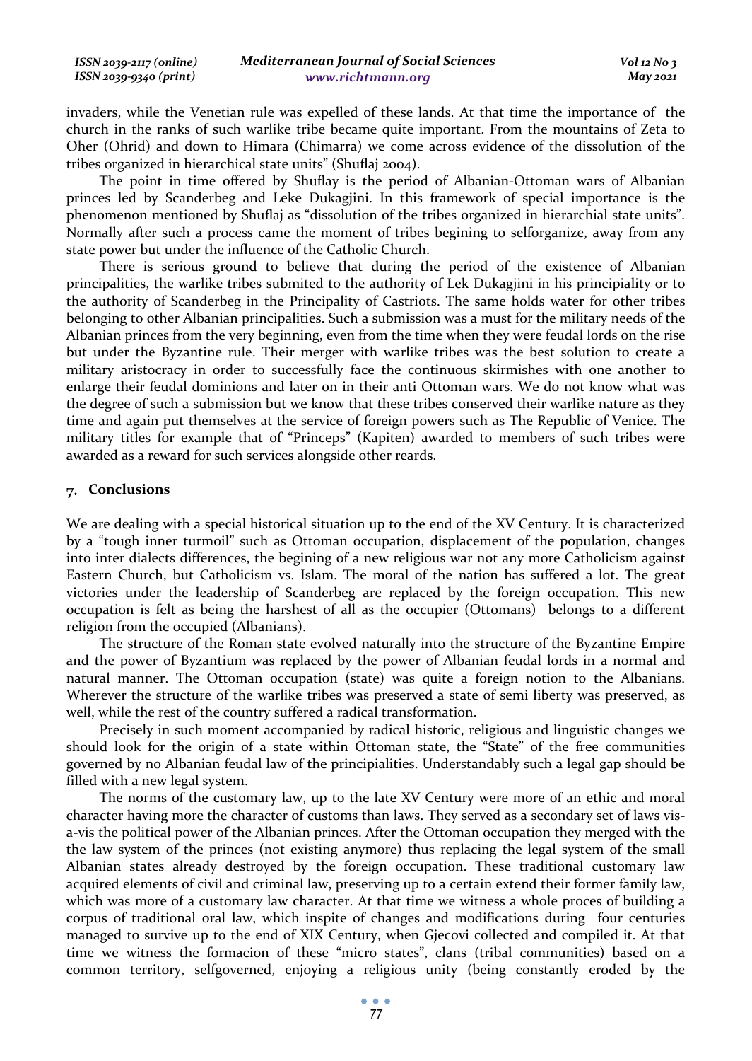invaders, while the Venetian rule was expelled of these lands. At that time the importance of the church in the ranks of such warlike tribe became quite important. From the mountains of Zeta to Oher (Ohrid) and down to Himara (Chimarra) we come across evidence of the dissolution of the tribes organized in hierarchical state units" (Shuflaj 2004).

The point in time offered by Shuflay is the period of Albanian-Ottoman wars of Albanian princes led by Scanderbeg and Leke Dukagjini. In this framework of special importance is the phenomenon mentioned by Shuflaj as "dissolution of the tribes organized in hierarchial state units". Normally after such a process came the moment of tribes begining to selforganize, away from any state power but under the influence of the Catholic Church.

There is serious ground to believe that during the period of the existence of Albanian principalities, the warlike tribes submited to the authority of Lek Dukagjini in his principiality or to the authority of Scanderbeg in the Principality of Castriots. The same holds water for other tribes belonging to other Albanian principalities. Such a submission was a must for the military needs of the Albanian princes from the very beginning, even from the time when they were feudal lords on the rise but under the Byzantine rule. Their merger with warlike tribes was the best solution to create a military aristocracy in order to successfully face the continuous skirmishes with one another to enlarge their feudal dominions and later on in their anti Ottoman wars. We do not know what was the degree of such a submission but we know that these tribes conserved their warlike nature as they time and again put themselves at the service of foreign powers such as The Republic of Venice. The military titles for example that of "Princeps" (Kapiten) awarded to members of such tribes were awarded as a reward for such services alongside other reards.

## 7. Conclusions

We are dealing with a special historical situation up to the end of the XV Century. It is characterized by a "tough inner turmoil" such as Ottoman occupation, displacement of the population, changes into inter dialects differences, the begining of a new religious war not any more Catholicism against Eastern Church, but Catholicism vs. Islam. The moral of the nation has suffered a lot. The great victories under the leadership of Scanderbeg are replaced by the foreign occupation. This new occupation is felt as being the harshest of all as the occupier (Ottomans) belongs to a different religion from the occupied (Albanians).

The structure of the Roman state evolved naturally into the structure of the Byzantine Empire and the power of Byzantium was replaced by the power of Albanian feudal lords in a normal and natural manner. The Ottoman occupation (state) was quite a foreign notion to the Albanians. Wherever the structure of the warlike tribes was preserved a state of semi liberty was preserved, as well, while the rest of the country suffered a radical transformation.

Precisely in such moment accompanied by radical historic, religious and linguistic changes we should look for the origin of a state within Ottoman state, the "State" of the free communities governed by no Albanian feudal law of the principialities. Understandably such a legal gap should be filled with a new legal system.

The norms of the customary law, up to the late XV Century were more of an ethic and moral character having more the character of customs than laws. They served as a secondary set of laws vis-a-vis the political power of the Albanian princes. After the Ottoman occupation they merged with the the law system of the princes (not existing anymore) thus replacing the legal system of the small Albanian states already destroyed by the foreign occupation. These traditional customary law acquired elements of civil and criminal law, preserving up to a certain extend their former family law, which was more of a customary law character. At that time we witness a whole proces of building a corpus of traditional oral law, which inspite of changes and modifications during four centuries managed to survive up to the end of XIX Century, when Gjecovi collected and compiled it. At that time we witness the formacion of these "micro states", clans (tribal communities) based on a common territory, selfgoverned, enjoying a religious unity (being constantly eroded by the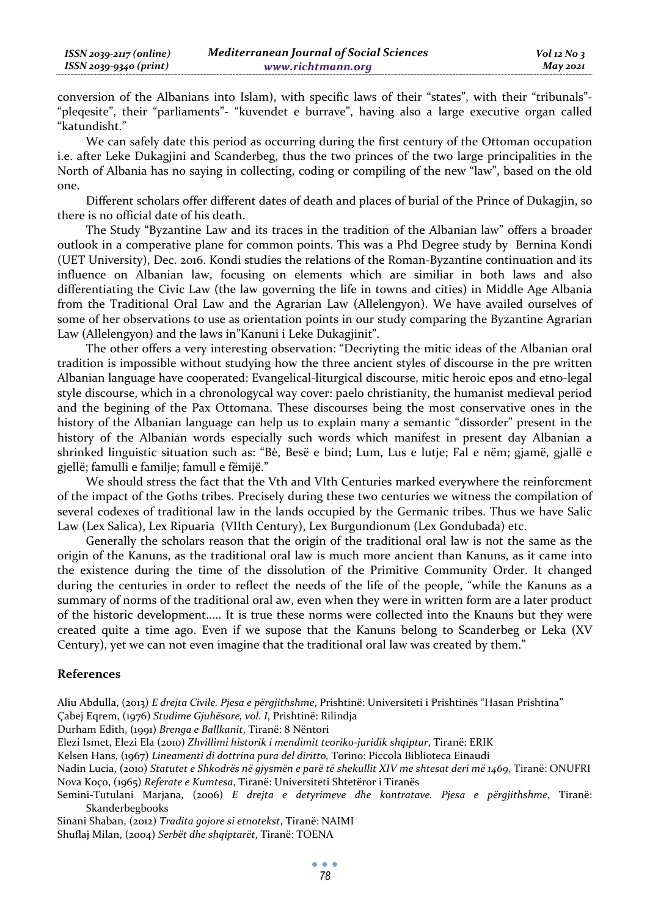conversion of the Albanians into Islam), with specific laws of their "states", with their "tribunals"- "pleqesite", their "parliaments"- "kuvendet e burrave", having also a large executive organ called "katundisht."

We can safely date this period as occurring during the first century of the Ottoman occupation i.e. after Leke Dukagjini and Scanderbeg, thus the two princes of the two large principalities in the North of Albania has no saying in collecting, coding or compiling of the new "law", based on the old one.

Different scholars offer different dates of death and places of burial of the Prince of Dukagjin, so there is no official date of his death.

The Study "Byzantine Law and its traces in the tradition of the Albanian law" offers a broader outlook in a comperative plane for common points. This was a Phd Degree study by Bernina Kondi (UET University), Dec. 2016. Kondi studies the relations of the Roman-Byzantine continuation and its influence on Albanian law, focusing on elements which are similiar in both laws and also differentiating the Civic Law (the law governing the life in towns and cities) in Middle Age Albania from the Traditional Oral Law and the Agrarian Law (Allelengyon). We have availed ourselves of some of her observations to use as orientation points in our study comparing the Byzantine Agrarian Law (Allelengyon) and the laws in"Kanuni i Leke Dukagjinit".

The other offers a very interesting observation: "Decriyting the mitic ideas of the Albanian oral tradition is impossible without studying how the three ancient styles of discourse in the pre written Albanian language have cooperated: Evangelical-liturgical discourse, mitic heroic epos and etno-legal style discourse, which in a chronologycal way cover: paelo christianity, the humanist medieval period and the begining of the Pax Ottomana. These discourses being the most conservative ones in the history of the Albanian language can help us to explain many a semantic "dissorder" present in the history of the Albanian words especially such words which manifest in present day Albanian a shrinked linguistic situation such as: "Bè, Besë e bind; Lum, Lus e lutje; Fal e nëm; gjamë, gjallë e gjellë; famulli e familje; famull e fëmijë."

We should stress the fact that the Vth and VIth Centuries marked everywhere the reinforcment of the impact of the Goths tribes. Precisely during these two centuries we witness the compilation of several codexes of traditional law in the lands occupied by the Germanic tribes. Thus we have Salic Law (Lex Salica), Lex Ripuaria (VIIth Century), Lex Burgundionum (Lex Gondubada) etc.

Generally the scholars reason that the origin of the traditional oral law is not the same as the origin of the Kanuns, as the traditional oral law is much more ancient than Kanuns, as it came into the existence during the time of the dissolution of the Primitive Community Order. It changed during the centuries in order to reflect the needs of the life of the people, "while the Kanuns as a summary of norms of the traditional oral aw, even when they were in written form are a later product of the historic development..... It is true these norms were collected into the Knauns but they were created quite a time ago. Even if we supose that the Kanuns belong to Scanderbeg or Leka (XV Century), yet we can not even imagine that the traditional oral law was created by them."

## References

Aliu Abdulla, (2013) *E drejta Civile. Pjesa e përgjithshme*, Prishtinë: Universiteti i Prishtinës "Hasan Prishtina"

Çabej Eqrem, (1976) *Studime Gjuhësore, vol. I*, Prishtinë: Rilindja

Durham Edith, (1991) *Brenga e Ballkanit*, Tiranë: 8 Nëntori

Elezi Ismet, Elezi Ela (2010) *Zhvillimi historik i mendimit teoriko-juridik shqiptar*, Tiranë: ERIK

Kelsen Hans, (1967) *Lineamenti di dottrina pura del diritto,* Torino: Piccola Biblioteca Einaudi

Nadin Lucia, (2010) *Statutet e Shkodrës në gjysmën e parë të shekullit XIV me shtesat deri më 1469*, Tiranë: ONUFRI

Nova Koço, (1965) *Referate e Kumtesa*, Tiranë: Universiteti Shtetëror i Tiranës

Semini-Tutulani Marjana, (2006) *E drejta e detyrimeve dhe kontratave. Pjesa e përgjithshme*, Tiranë: Skanderbegbooks

Sinani Shaban, (2012) *Tradita gojore si etnotekst*, Tiranë: NAIMI

Shuflaj Milan, (2004) *Serbët dhe shqiptarët*, Tiranë: TOENA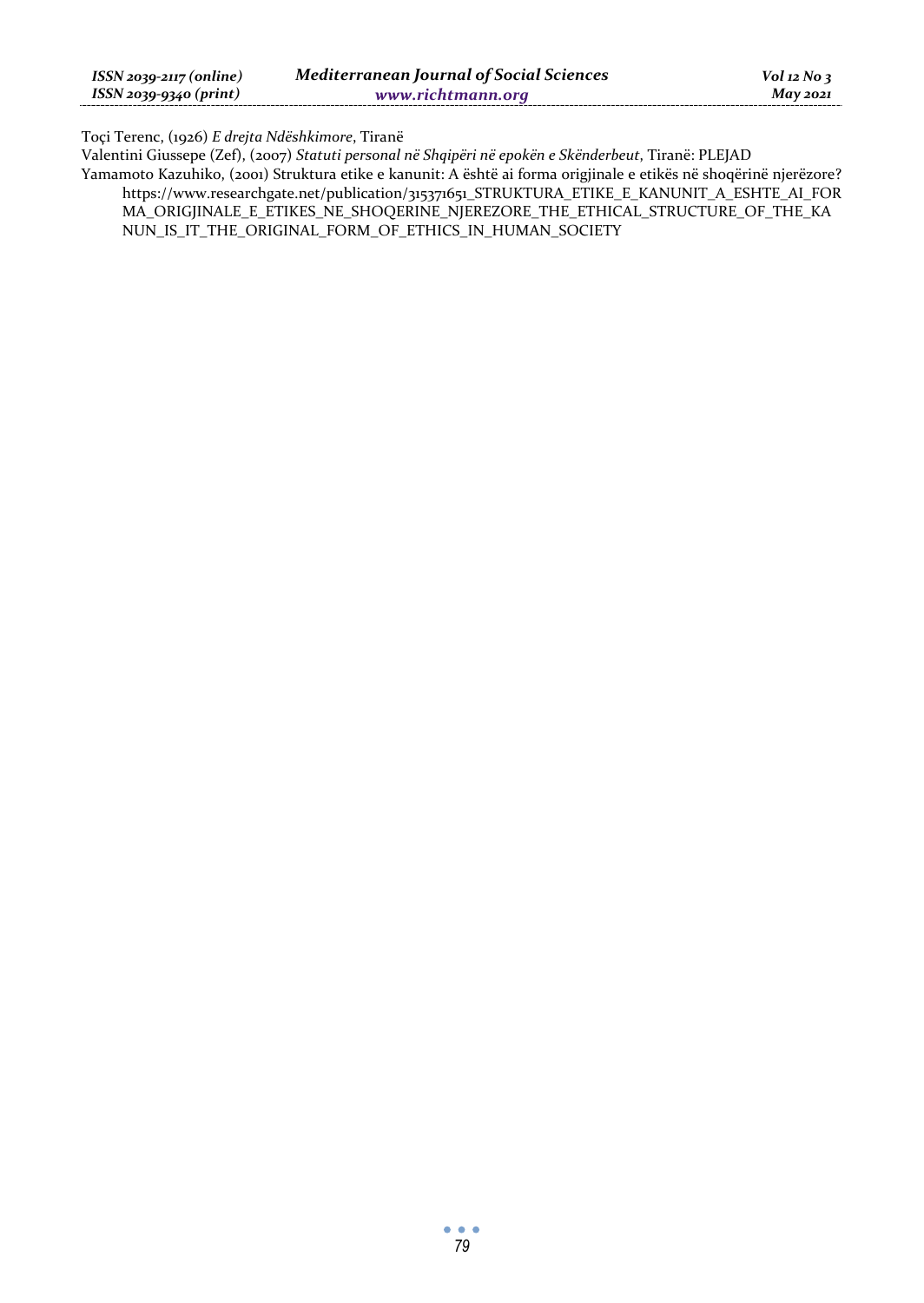Toçi Terenc, (1926) *E drejta Ndëshkimore*, Tiranë

Valentini Giussepe (Zef), (2007) *Statuti personal në Shqipëri në epokën e Skënderbeut*, Tiranë: PLEJAD

Yamamoto Kazuhiko, (2001) Struktura etike e kanunit: A është ai forma origjinale e etikës në shoqërinë njerëzore? https://www.researchgate.net/publication/315371651_STRUKTURA_ETIKE_E_KANUNIT_A_ESHTE_AI_FORMA_ORIGJINALE_E_ETIKES_NE_SHOQERINE_NJEREZORE_THE_ETHICAL_STRUCTURE_OF_THE_KANUN_IS_IT_THE_ORIGINAL_FORM_OF_ETHICS_IN_HUMAN_SOCIETY